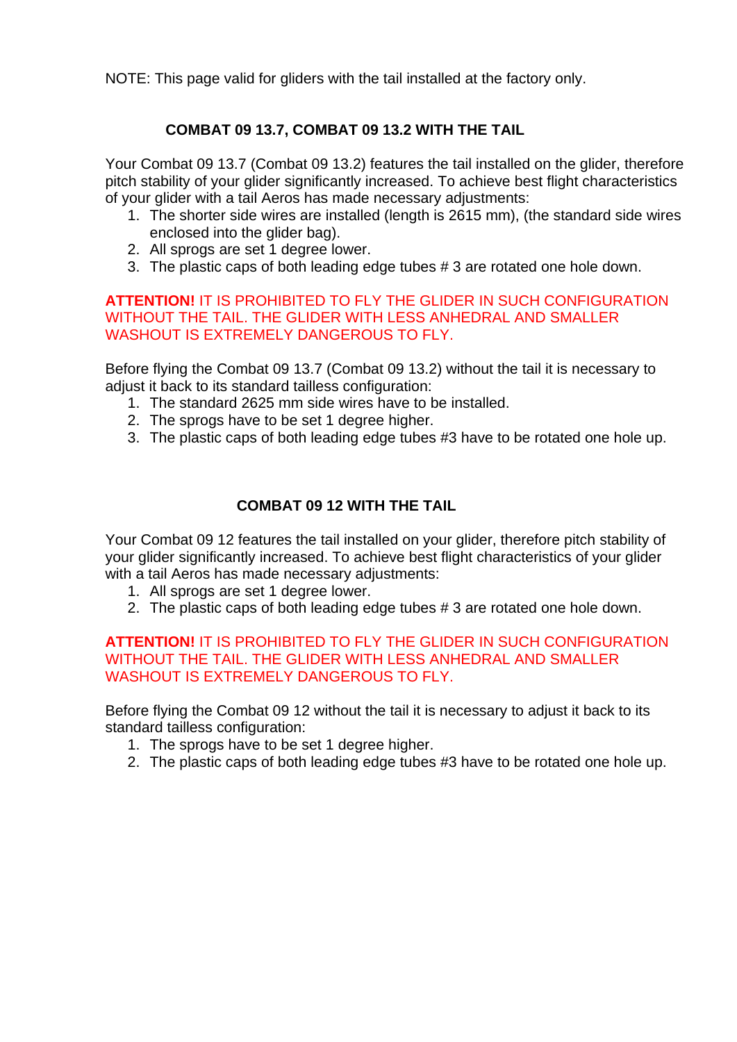NOTE: This page valid for gliders with the tail installed at the factory only.

## COMBAT 09 13.7, COMBAT 09 13.2 WITH THE TAIL

Your Combat 09 13.7 (Combat 09 13.2) features the tail installed on the glider, therefore pitch stability of your glider significantly increased. To achieve best flight characteristics of your glider with a tail Aeros has made necessary adjustments:

1. The shorter side wires are installed (length is 2615 mm), (the standard side wires enclosed into the glider bag).
2. All sprogs are set 1 degree lower.
3. The plastic caps of both leading edge tubes # 3 are rotated one hole down.

**ATTENTION!** IT IS PROHIBITED TO FLY THE GLIDER IN SUCH CONFIGURATION WITHOUT THE TAIL. THE GLIDER WITH LESS ANHEDRAL AND SMALLER WASHOUT IS EXTREMELY DANGEROUS TO FLY.

Before flying the Combat 09 13.7 (Combat 09 13.2) without the tail it is necessary to adjust it back to its standard tailless configuration:

1. The standard 2625 mm side wires have to be installed.
2. The sprogs have to be set 1 degree higher.
3. The plastic caps of both leading edge tubes #3 have to be rotated one hole up.

## COMBAT 09 12 WITH THE TAIL

Your Combat 09 12 features the tail installed on your glider, therefore pitch stability of your glider significantly increased. To achieve best flight characteristics of your glider with a tail Aeros has made necessary adjustments:

1. All sprogs are set 1 degree lower.
2. The plastic caps of both leading edge tubes # 3 are rotated one hole down.

**ATTENTION!** IT IS PROHIBITED TO FLY THE GLIDER IN SUCH CONFIGURATION WITHOUT THE TAIL. THE GLIDER WITH LESS ANHEDRAL AND SMALLER WASHOUT IS EXTREMELY DANGEROUS TO FLY.

Before flying the Combat 09 12 without the tail it is necessary to adjust it back to its standard tailless configuration:

1. The sprogs have to be set 1 degree higher.
2. The plastic caps of both leading edge tubes #3 have to be rotated one hole up.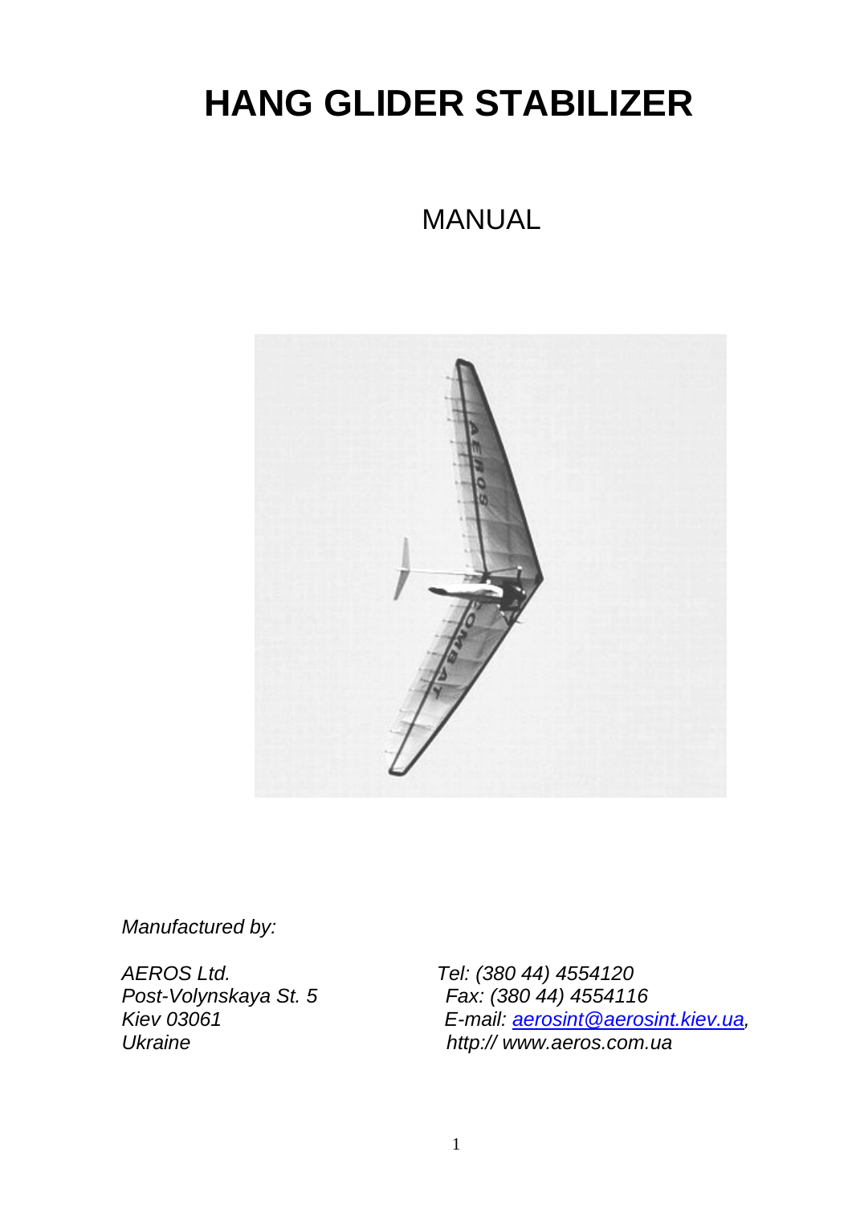# HANG GLIDER STABILIZER

MANUAL

*Manufactured by:*

*AEROS Ltd.*
*Post-Volynskaya St. 5*
*Kiev 03061*
*Ukraine*

*Tel: (380 44) 4554120*
*Fax: (380 44) 4554116*
*E-mail: aerosint@aerosint.kiev.ua,*
*http:// www.aeros.com.ua*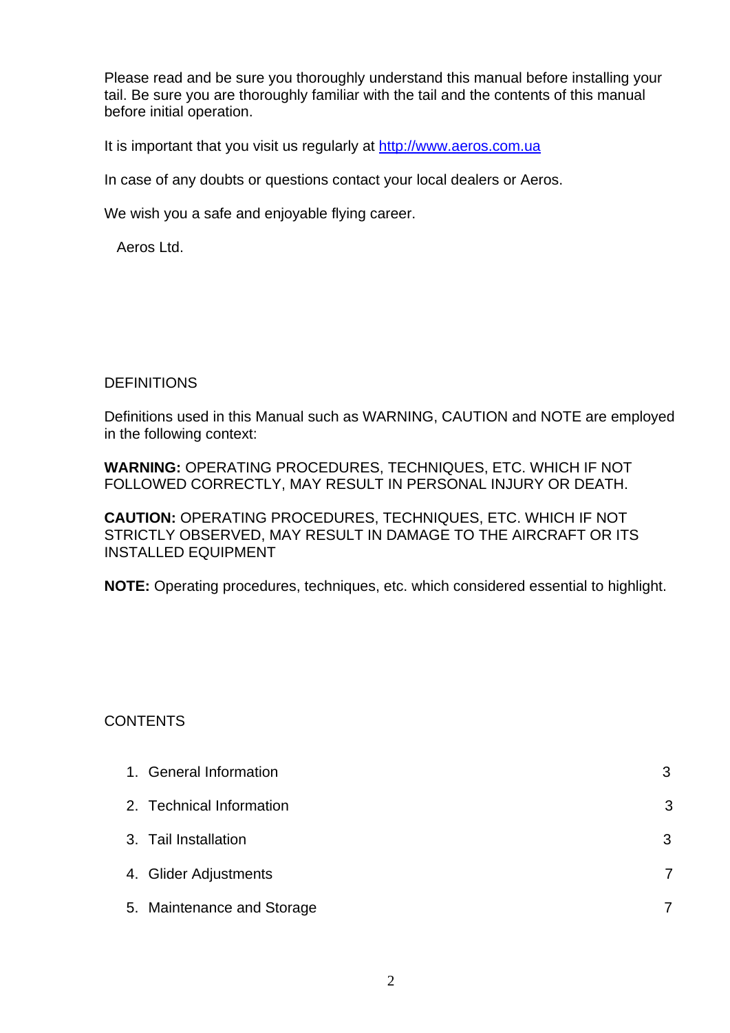Please read and be sure you thoroughly understand this manual before installing your tail. Be sure you are thoroughly familiar with the tail and the contents of this manual before initial operation.

It is important that you visit us regularly at [http://www.aeros.com.ua](http://www.aeros.com.ua)

In case of any doubts or questions contact your local dealers or Aeros.

We wish you a safe and enjoyable flying career.

Aeros Ltd.

## DEFINITIONS

Definitions used in this Manual such as WARNING, CAUTION and NOTE are employed in the following context:

**WARNING:** OPERATING PROCEDURES, TECHNIQUES, ETC. WHICH IF NOT FOLLOWED CORRECTLY, MAY RESULT IN PERSONAL INJURY OR DEATH.

**CAUTION:** OPERATING PROCEDURES, TECHNIQUES, ETC. WHICH IF NOT STRICTLY OBSERVED, MAY RESULT IN DAMAGE TO THE AIRCRAFT OR ITS INSTALLED EQUIPMENT

**NOTE:** Operating procedures, techniques, etc. which considered essential to highlight.

## CONTENTS

| | |
|---|---|
| 1. General Information | 3 |
| 2. Technical Information | 3 |
| 3. Tail Installation | 3 |
| 4. Glider Adjustments | 7 |
| 5. Maintenance and Storage | 7 |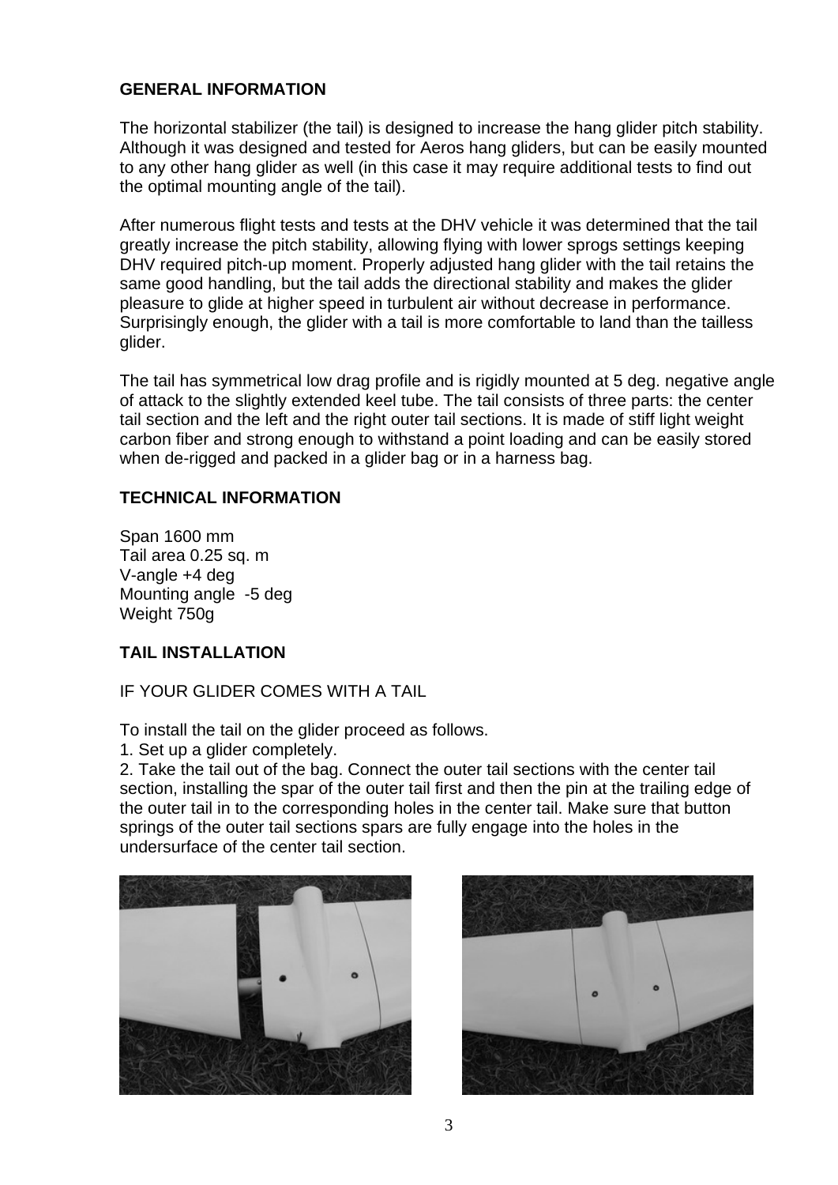## GENERAL INFORMATION

The horizontal stabilizer (the tail) is designed to increase the hang glider pitch stability. Although it was designed and tested for Aeros hang gliders, but can be easily mounted to any other hang glider as well (in this case it may require additional tests to find out the optimal mounting angle of the tail).

After numerous flight tests and tests at the DHV vehicle it was determined that the tail greatly increase the pitch stability, allowing flying with lower sprogs settings keeping DHV required pitch-up moment. Properly adjusted hang glider with the tail retains the same good handling, but the tail adds the directional stability and makes the glider pleasure to glide at higher speed in turbulent air without decrease in performance. Surprisingly enough, the glider with a tail is more comfortable to land than the tailless glider.

The tail has symmetrical low drag profile and is rigidly mounted at 5 deg. negative angle of attack to the slightly extended keel tube. The tail consists of three parts: the center tail section and the left and the right outer tail sections. It is made of stiff light weight carbon fiber and strong enough to withstand a point loading and can be easily stored when de-rigged and packed in a glider bag or in a harness bag.

## TECHNICAL INFORMATION

Span 1600 mm
Tail area 0.25 sq. m
V-angle +4 deg
Mounting angle -5 deg
Weight 750g

## TAIL INSTALLATION

IF YOUR GLIDER COMES WITH A TAIL

To install the tail on the glider proceed as follows.

1. Set up a glider completely.
2. Take the tail out of the bag. Connect the outer tail sections with the center tail section, installing the spar of the outer tail first and then the pin at the trailing edge of the outer tail in to the corresponding holes in the center tail. Make sure that button springs of the outer tail sections spars are fully engage into the holes in the undersurface of the center tail section.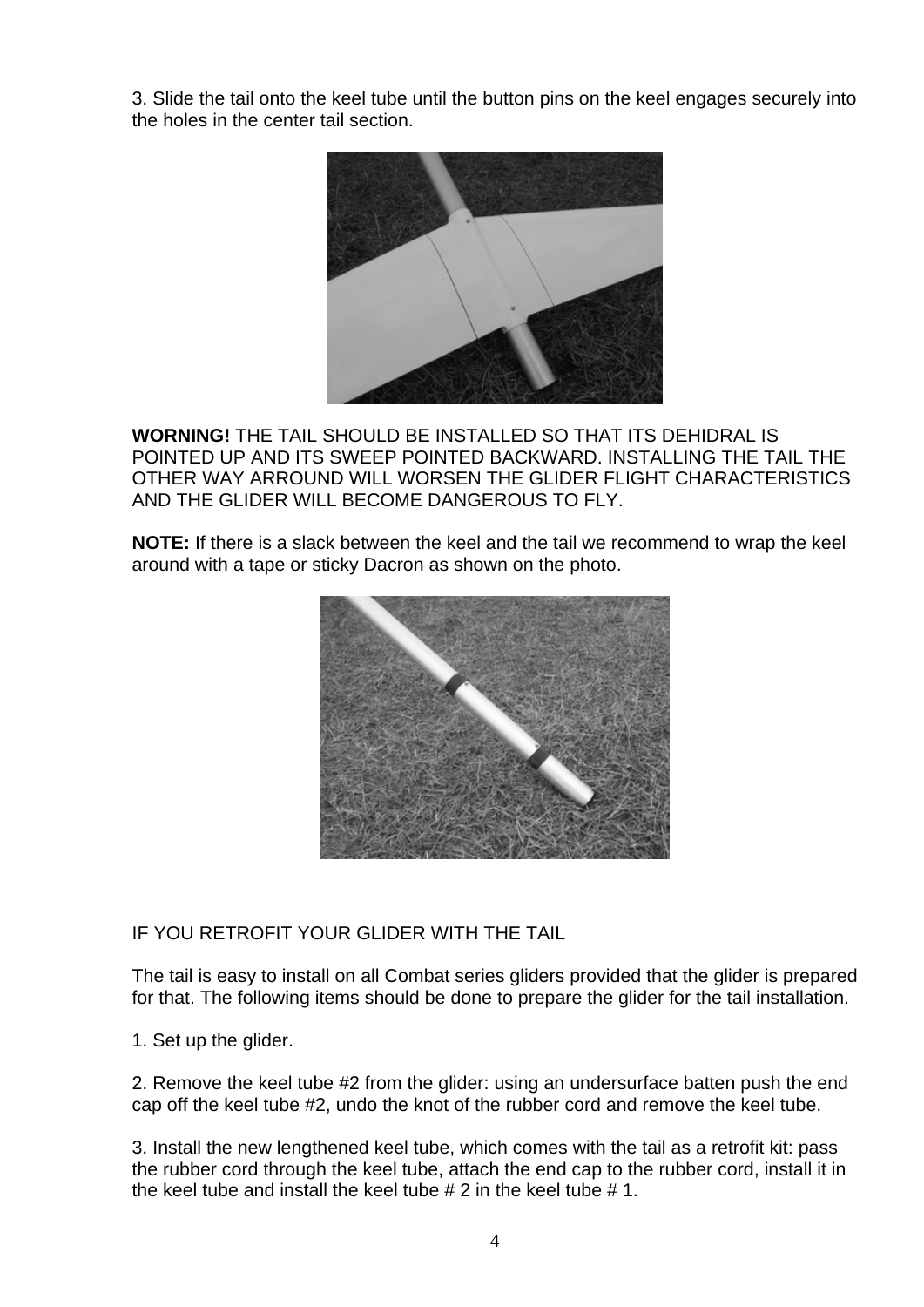3. Slide the tail onto the keel tube until the button pins on the keel engages securely into the holes in the center tail section.

**WORNING!** THE TAIL SHOULD BE INSTALLED SO THAT ITS DEHIDRAL IS POINTED UP AND ITS SWEEP POINTED BACKWARD. INSTALLING THE TAIL THE OTHER WAY ARROUND WILL WORSEN THE GLIDER FLIGHT CHARACTERISTICS AND THE GLIDER WILL BECOME DANGEROUS TO FLY.

**NOTE:** If there is a slack between the keel and the tail we recommend to wrap the keel around with a tape or sticky Dacron as shown on the photo.

IF YOU RETROFIT YOUR GLIDER WITH THE TAIL

The tail is easy to install on all Combat series gliders provided that the glider is prepared for that. The following items should be done to prepare the glider for the tail installation.

1. Set up the glider.

2. Remove the keel tube #2 from the glider: using an undersurface batten push the end cap off the keel tube #2, undo the knot of the rubber cord and remove the keel tube.

3. Install the new lengthened keel tube, which comes with the tail as a retrofit kit: pass the rubber cord through the keel tube, attach the end cap to the rubber cord, install it in the keel tube and install the keel tube # 2 in the keel tube # 1.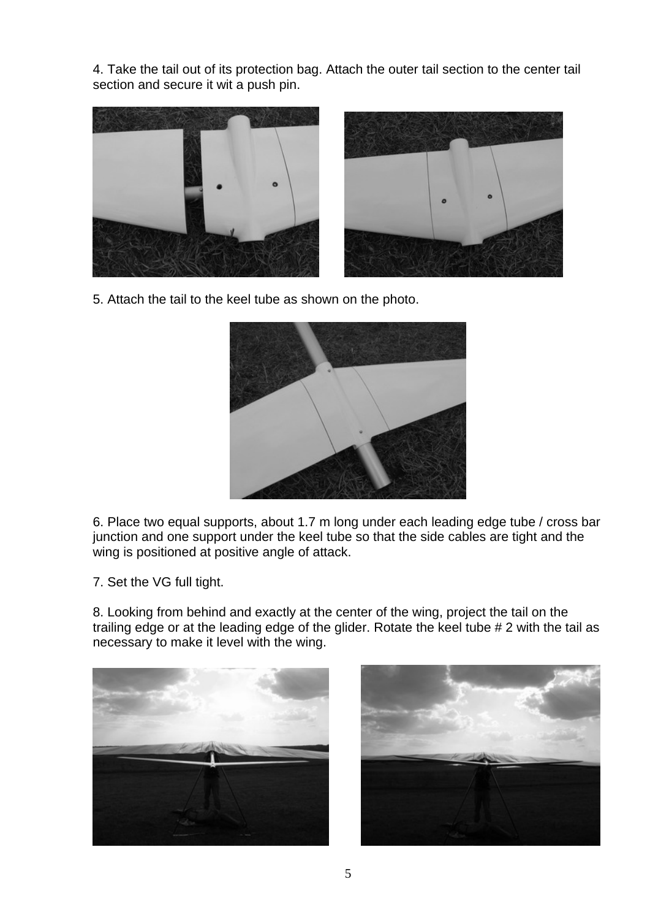4. Take the tail out of its protection bag. Attach the outer tail section to the center tail section and secure it wit a push pin.

5. Attach the tail to the keel tube as shown on the photo.

6. Place two equal supports, about 1.7 m long under each leading edge tube / cross bar junction and one support under the keel tube so that the side cables are tight and the wing is positioned at positive angle of attack.

7. Set the VG full tight.

8. Looking from behind and exactly at the center of the wing, project the tail on the trailing edge or at the leading edge of the glider. Rotate the keel tube # 2 with the tail as necessary to make it level with the wing.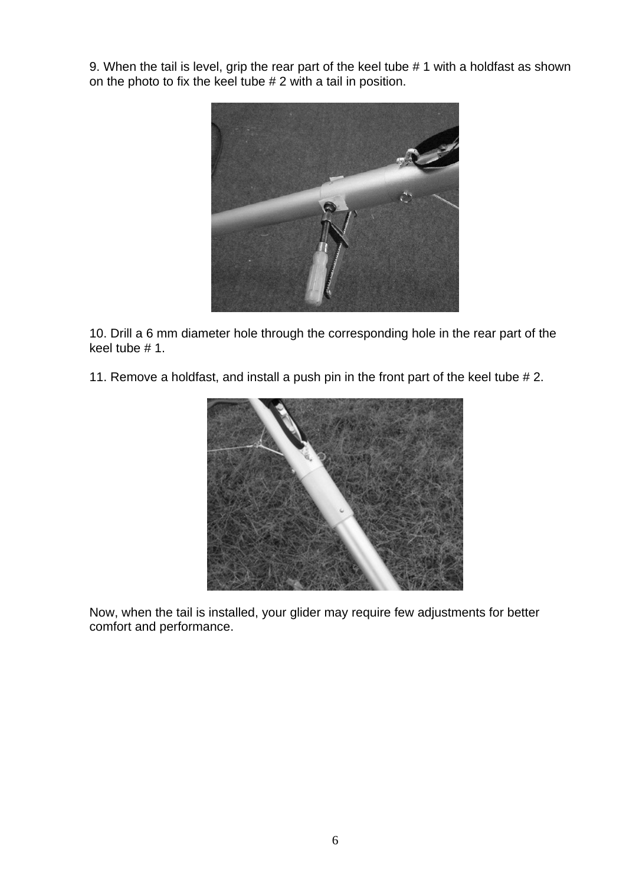9. When the tail is level, grip the rear part of the keel tube # 1 with a holdfast as shown on the photo to fix the keel tube # 2 with a tail in position.

10. Drill a 6 mm diameter hole through the corresponding hole in the rear part of the keel tube # 1.

11. Remove a holdfast, and install a push pin in the front part of the keel tube # 2.

Now, when the tail is installed, your glider may require few adjustments for better comfort and performance.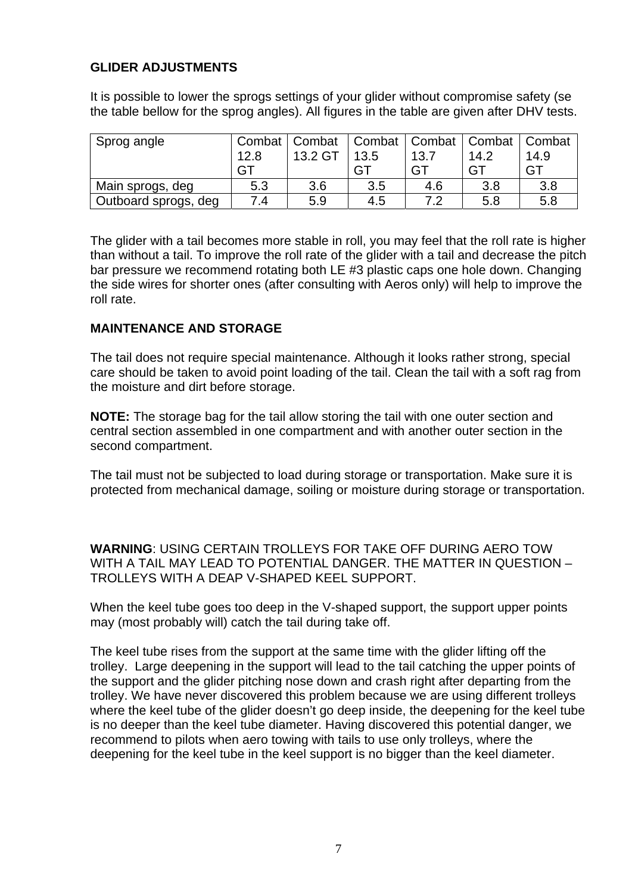**GLIDER ADJUSTMENTS**

It is possible to lower the sprogs settings of your glider without compromise safety (se the table bellow for the sprog angles). All figures in the table are given after DHV tests.

| Sprog angle | Combat 12.8 GT | Combat 13.2 GT | Combat 13.5 GT | Combat 13.7 GT | Combat 14.2 GT | Combat 14.9 GT |
|---|---|---|---|---|---|---|
| Main sprogs, deg | 5.3 | 3.6 | 3.5 | 4.6 | 3.8 | 3.8 |
| Outboard sprogs, deg | 7.4 | 5.9 | 4.5 | 7.2 | 5.8 | 5.8 |

The glider with a tail becomes more stable in roll, you may feel that the roll rate is higher than without a tail. To improve the roll rate of the glider with a tail and decrease the pitch bar pressure we recommend rotating both LE #3 plastic caps one hole down. Changing the side wires for shorter ones (after consulting with Aeros only) will help to improve the roll rate.

**MAINTENANCE AND STORAGE**

The tail does not require special maintenance. Although it looks rather strong, special care should be taken to avoid point loading of the tail. Clean the tail with a soft rag from the moisture and dirt before storage.

**NOTE:** The storage bag for the tail allow storing the tail with one outer section and central section assembled in one compartment and with another outer section in the second compartment.

The tail must not be subjected to load during storage or transportation. Make sure it is protected from mechanical damage, soiling or moisture during storage or transportation.

**WARNING**: USING CERTAIN TROLLEYS FOR TAKE OFF DURING AERO TOW WITH A TAIL MAY LEAD TO POTENTIAL DANGER. THE MATTER IN QUESTION – TROLLEYS WITH A DEAP V-SHAPED KEEL SUPPORT.

When the keel tube goes too deep in the V-shaped support, the support upper points may (most probably will) catch the tail during take off.

The keel tube rises from the support at the same time with the glider lifting off the trolley. Large deepening in the support will lead to the tail catching the upper points of the support and the glider pitching nose down and crash right after departing from the trolley. We have never discovered this problem because we are using different trolleys where the keel tube of the glider doesn't go deep inside, the deepening for the keel tube is no deeper than the keel tube diameter. Having discovered this potential danger, we recommend to pilots when aero towing with tails to use only trolleys, where the deepening for the keel tube in the keel support is no bigger than the keel diameter.